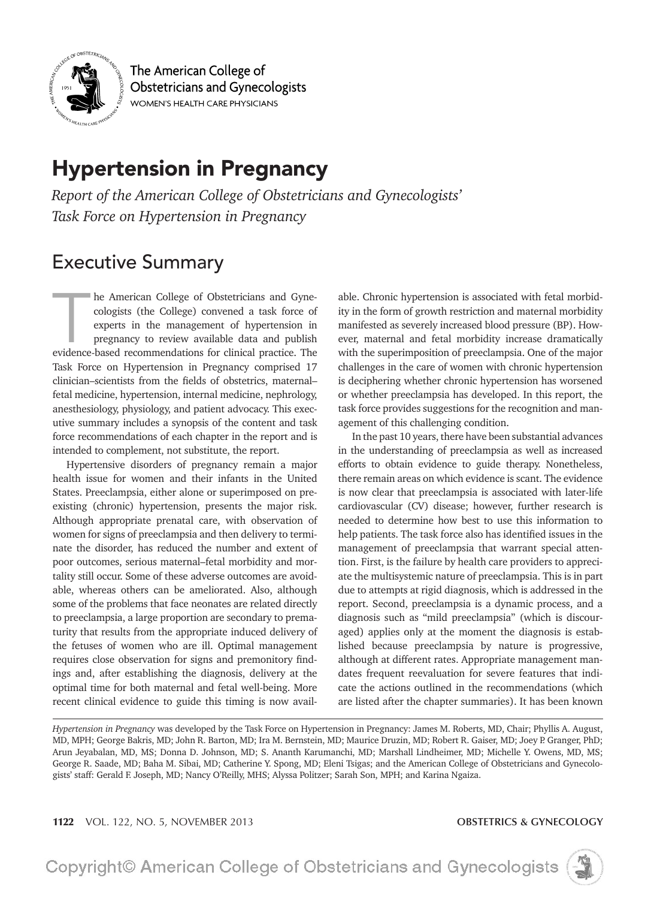The American College of Obstetricians and Gynecologists

WOMEN'S HEALTH CARE PHYSICIANS

# Hypertension in Pregnancy

*Report of the American College of Obstetricians and Gynecologists' Task Force on Hypertension in Pregnancy*

## Executive Summary

The American College of Obstetricians and Gynecologists (the College) convened a task force of experts in the management of hypertension in pregnancy to review available data and publish evidence-based recommendations for clinical practice. The Task Force on Hypertension in Pregnancy comprised 17 clinician–scientists from the fields of obstetrics, maternal–fetal medicine, hypertension, internal medicine, nephrology, anesthesiology, physiology, and patient advocacy. This executive summary includes a synopsis of the content and task force recommendations of each chapter in the report and is intended to complement, not substitute, the report.

Hypertensive disorders of pregnancy remain a major health issue for women and their infants in the United States. Preeclampsia, either alone or superimposed on preexisting (chronic) hypertension, presents the major risk. Although appropriate prenatal care, with observation of women for signs of preeclampsia and then delivery to terminate the disorder, has reduced the number and extent of poor outcomes, serious maternal–fetal morbidity and mortality still occur. Some of these adverse outcomes are avoidable, whereas others can be ameliorated. Also, although some of the problems that face neonates are related directly to preeclampsia, a large proportion are secondary to prematurity that results from the appropriate induced delivery of the fetuses of women who are ill. Optimal management requires close observation for signs and premonitory findings and, after establishing the diagnosis, delivery at the optimal time for both maternal and fetal well-being. More recent clinical evidence to guide this timing is now available. Chronic hypertension is associated with fetal morbidity in the form of growth restriction and maternal morbidity manifested as severely increased blood pressure (BP). However, maternal and fetal morbidity increase dramatically with the superimposition of preeclampsia. One of the major challenges in the care of women with chronic hypertension is deciphering whether chronic hypertension has worsened or whether preeclampsia has developed. In this report, the task force provides suggestions for the recognition and management of this challenging condition.

In the past 10 years, there have been substantial advances in the understanding of preeclampsia as well as increased efforts to obtain evidence to guide therapy. Nonetheless, there remain areas on which evidence is scant. The evidence is now clear that preeclampsia is associated with later-life cardiovascular (CV) disease; however, further research is needed to determine how best to use this information to help patients. The task force also has identified issues in the management of preeclampsia that warrant special attention. First, is the failure by health care providers to appreciate the multisystemic nature of preeclampsia. This is in part due to attempts at rigid diagnosis, which is addressed in the report. Second, preeclampsia is a dynamic process, and a diagnosis such as "mild preeclampsia" (which is discouraged) applies only at the moment the diagnosis is established because preeclampsia by nature is progressive, although at different rates. Appropriate management mandates frequent reevaluation for severe features that indicate the actions outlined in the recommendations (which are listed after the chapter summaries). It has been known

---

*Hypertension in Pregnancy* was developed by the Task Force on Hypertension in Pregnancy: James M. Roberts, MD, Chair; Phyllis A. August, MD, MPH; George Bakris, MD; John R. Barton, MD; Ira M. Bernstein, MD; Maurice Druzin, MD; Robert R. Gaiser, MD; Joey P. Granger, PhD; Arun Jeyabalan, MD, MS; Donna D. Johnson, MD; S. Ananth Karumanchi, MD; Marshall Lindheimer, MD; Michelle Y. Owens, MD, MS; George R. Saade, MD; Baha M. Sibai, MD; Catherine Y. Spong, MD; Eleni Tsigas; and the American College of Obstetricians and Gynecologists' staff: Gerald F. Joseph, MD; Nancy O'Reilly, MHS; Alyssa Politzer; Sarah Son, MPH; and Karina Ngaiza.

Copyright© American College of Obstetricians and Gynecologists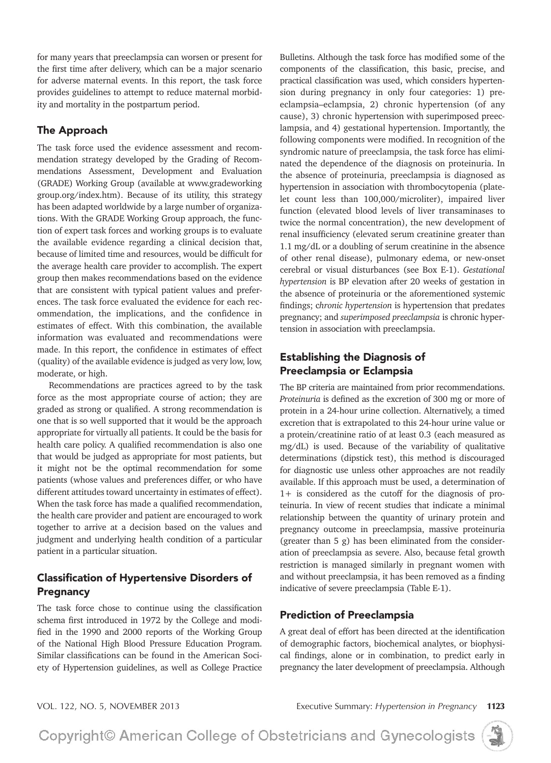for many years that preeclampsia can worsen or present for the first time after delivery, which can be a major scenario for adverse maternal events. In this report, the task force provides guidelines to attempt to reduce maternal morbidity and mortality in the postpartum period.

## The Approach

The task force used the evidence assessment and recommendation strategy developed by the Grading of Recommendations Assessment, Development and Evaluation (GRADE) Working Group (available at www.gradeworkinggroup.org/index.htm). Because of its utility, this strategy has been adapted worldwide by a large number of organizations. With the GRADE Working Group approach, the function of expert task forces and working groups is to evaluate the available evidence regarding a clinical decision that, because of limited time and resources, would be difficult for the average health care provider to accomplish. The expert group then makes recommendations based on the evidence that are consistent with typical patient values and preferences. The task force evaluated the evidence for each recommendation, the implications, and the confidence in estimates of effect. With this combination, the available information was evaluated and recommendations were made. In this report, the confidence in estimates of effect (quality) of the available evidence is judged as very low, low, moderate, or high.

Recommendations are practices agreed to by the task force as the most appropriate course of action; they are graded as strong or qualified. A strong recommendation is one that is so well supported that it would be the approach appropriate for virtually all patients. It could be the basis for health care policy. A qualified recommendation is also one that would be judged as appropriate for most patients, but it might not be the optimal recommendation for some patients (whose values and preferences differ, or who have different attitudes toward uncertainty in estimates of effect). When the task force has made a qualified recommendation, the health care provider and patient are encouraged to work together to arrive at a decision based on the values and judgment and underlying health condition of a particular patient in a particular situation.

## Classification of Hypertensive Disorders of Pregnancy

The task force chose to continue using the classification schema first introduced in 1972 by the College and modified in the 1990 and 2000 reports of the Working Group of the National High Blood Pressure Education Program. Similar classifications can be found in the American Society of Hypertension guidelines, as well as College Practice Bulletins. Although the task force has modified some of the components of the classification, this basic, precise, and practical classification was used, which considers hypertension during pregnancy in only four categories: 1) preeclampsia–eclampsia, 2) chronic hypertension (of any cause), 3) chronic hypertension with superimposed preeclampsia, and 4) gestational hypertension. Importantly, the following components were modified. In recognition of the syndromic nature of preeclampsia, the task force has eliminated the dependence of the diagnosis on proteinuria. In the absence of proteinuria, preeclampsia is diagnosed as hypertension in association with thrombocytopenia (platelet count less than 100,000/microliter), impaired liver function (elevated blood levels of liver transaminases to twice the normal concentration), the new development of renal insufficiency (elevated serum creatinine greater than 1.1 mg/dL or a doubling of serum creatinine in the absence of other renal disease), pulmonary edema, or new-onset cerebral or visual disturbances (see Box E-1). *Gestational hypertension* is BP elevation after 20 weeks of gestation in the absence of proteinuria or the aforementioned systemic findings; *chronic hypertension* is hypertension that predates pregnancy; and *superimposed preeclampsia* is chronic hypertension in association with preeclampsia.

## Establishing the Diagnosis of Preeclampsia or Eclampsia

The BP criteria are maintained from prior recommendations. *Proteinuria* is defined as the excretion of 300 mg or more of protein in a 24-hour urine collection. Alternatively, a timed excretion that is extrapolated to this 24-hour urine value or a protein/creatinine ratio of at least 0.3 (each measured as mg/dL) is used. Because of the variability of qualitative determinations (dipstick test), this method is discouraged for diagnostic use unless other approaches are not readily available. If this approach must be used, a determination of 1+ is considered as the cutoff for the diagnosis of proteinuria. In view of recent studies that indicate a minimal relationship between the quantity of urinary protein and pregnancy outcome in preeclampsia, massive proteinuria (greater than 5 g) has been eliminated from the consideration of preeclampsia as severe. Also, because fetal growth restriction is managed similarly in pregnant women with and without preeclampsia, it has been removed as a finding indicative of severe preeclampsia (Table E-1).

## Prediction of Preeclampsia

A great deal of effort has been directed at the identification of demographic factors, biochemical analytes, or biophysical findings, alone or in combination, to predict early in pregnancy the later development of preeclampsia. Although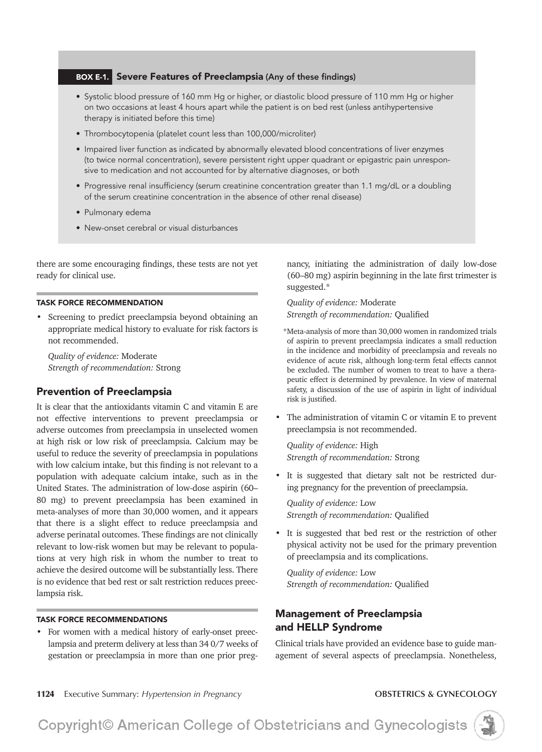**BOX E-1. Severe Features of Preeclampsia (Any of these findings)**

- Systolic blood pressure of 160 mm Hg or higher, or diastolic blood pressure of 110 mm Hg or higher on two occasions at least 4 hours apart while the patient is on bed rest (unless antihypertensive therapy is initiated before this time)
- Thrombocytopenia (platelet count less than 100,000/microliter)
- Impaired liver function as indicated by abnormally elevated blood concentrations of liver enzymes (to twice normal concentration), severe persistent right upper quadrant or epigastric pain unresponsive to medication and not accounted for by alternative diagnoses, or both
- Progressive renal insufficiency (serum creatinine concentration greater than 1.1 mg/dL or a doubling of the serum creatinine concentration in the absence of other renal disease)
- Pulmonary edema
- New-onset cerebral or visual disturbances

there are some encouraging findings, these tests are not yet ready for clinical use.

#### TASK FORCE RECOMMENDATION

- Screening to predict preeclampsia beyond obtaining an appropriate medical history to evaluate for risk factors is not recommended.

  *Quality of evidence:* Moderate
  *Strength of recommendation:* Strong

## Prevention of Preeclampsia

It is clear that the antioxidants vitamin C and vitamin E are not effective interventions to prevent preeclampsia or adverse outcomes from preeclampsia in unselected women at high risk or low risk of preeclampsia. Calcium may be useful to reduce the severity of preeclampsia in populations with low calcium intake, but this finding is not relevant to a population with adequate calcium intake, such as in the United States. The administration of low-dose aspirin (60–80 mg) to prevent preeclampsia has been examined in meta-analyses of more than 30,000 women, and it appears that there is a slight effect to reduce preeclampsia and adverse perinatal outcomes. These findings are not clinically relevant to low-risk women but may be relevant to populations at very high risk in whom the number to treat to achieve the desired outcome will be substantially less. There is no evidence that bed rest or salt restriction reduces preeclampsia risk.

#### TASK FORCE RECOMMENDATIONS

- For women with a medical history of early-onset preeclampsia and preterm delivery at less than 34 0/7 weeks of gestation or preeclampsia in more than one prior pregnancy, initiating the administration of daily low-dose (60–80 mg) aspirin beginning in the late first trimester is suggested.*

  *Quality of evidence:* Moderate
  *Strength of recommendation:* Qualified

  *Meta-analysis of more than 30,000 women in randomized trials of aspirin to prevent preeclampsia indicates a small reduction in the incidence and morbidity of preeclampsia and reveals no evidence of acute risk, although long-term fetal effects cannot be excluded. The number of women to treat to have a therapeutic effect is determined by prevalence. In view of maternal safety, a discussion of the use of aspirin in light of individual risk is justified.

- The administration of vitamin C or vitamin E to prevent preeclampsia is not recommended.

  *Quality of evidence:* High
  *Strength of recommendation:* Strong

- It is suggested that dietary salt not be restricted during pregnancy for the prevention of preeclampsia.

  *Quality of evidence:* Low
  *Strength of recommendation:* Qualified

- It is suggested that bed rest or the restriction of other physical activity not be used for the primary prevention of preeclampsia and its complications.

  *Quality of evidence:* Low
  *Strength of recommendation:* Qualified

## Management of Preeclampsia and HELLP Syndrome

Clinical trials have provided an evidence base to guide management of several aspects of preeclampsia. Nonetheless,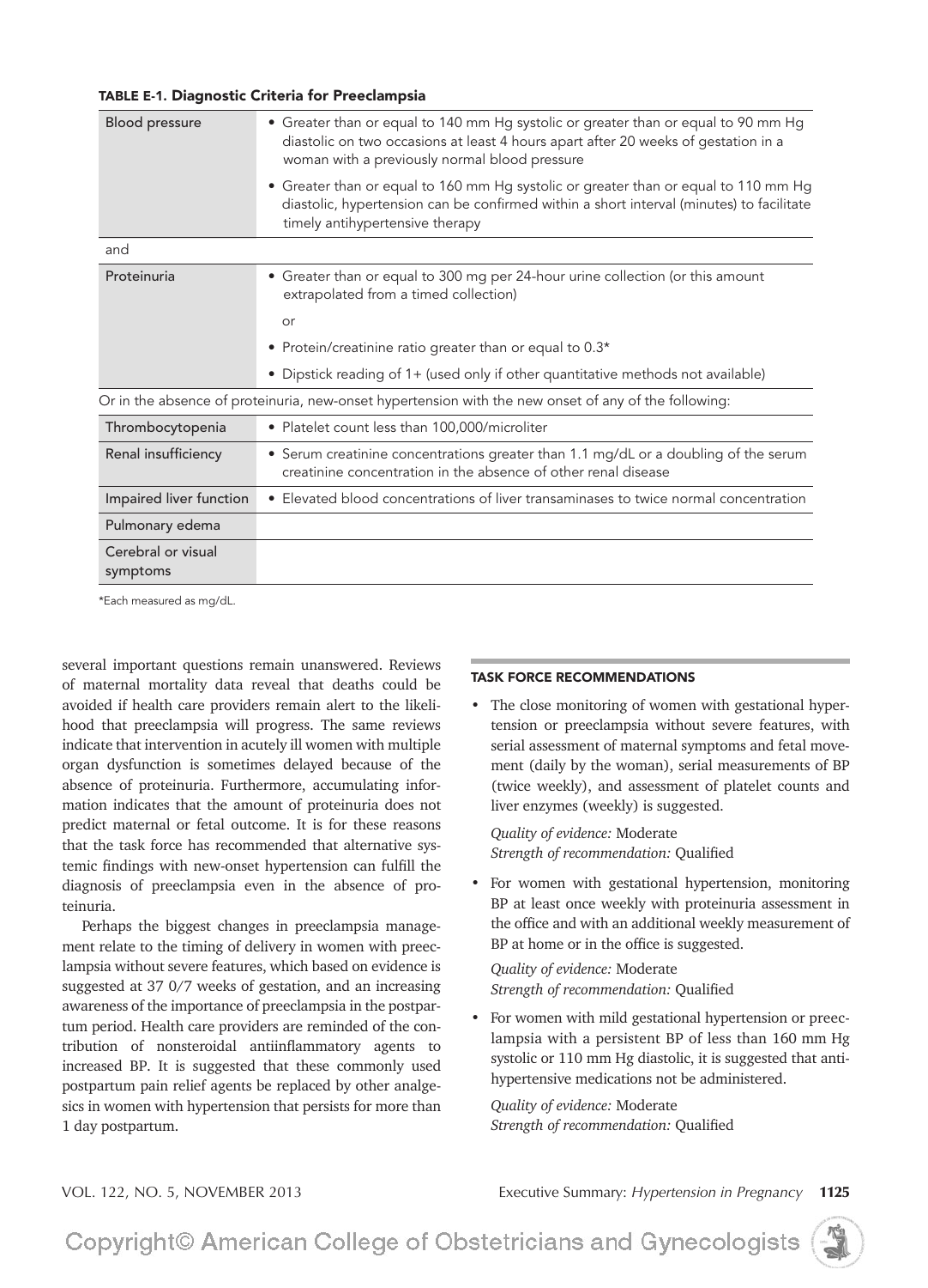**TABLE E-1. Diagnostic Criteria for Preeclampsia**

| | |
|---|---|
| Blood pressure | • Greater than or equal to 140 mm Hg systolic or greater than or equal to 90 mm Hg diastolic on two occasions at least 4 hours apart after 20 weeks of gestation in a woman with a previously normal blood pressure<br>• Greater than or equal to 160 mm Hg systolic or greater than or equal to 110 mm Hg diastolic, hypertension can be confirmed within a short interval (minutes) to facilitate timely antihypertensive therapy |
| and | |
| Proteinuria | • Greater than or equal to 300 mg per 24-hour urine collection (or this amount extrapolated from a timed collection)<br>or<br>• Protein/creatinine ratio greater than or equal to 0.3*<br>• Dipstick reading of 1+ (used only if other quantitative methods not available) |
| Or in the absence of proteinuria, new-onset hypertension with the new onset of any of the following: | |
| Thrombocytopenia | • Platelet count less than 100,000/microliter |
| Renal insufficiency | • Serum creatinine concentrations greater than 1.1 mg/dL or a doubling of the serum creatinine concentration in the absence of other renal disease |
| Impaired liver function | • Elevated blood concentrations of liver transaminases to twice normal concentration |
| Pulmonary edema | |
| Cerebral or visual symptoms | |

*Each measured as mg/dL.

several important questions remain unanswered. Reviews of maternal mortality data reveal that deaths could be avoided if health care providers remain alert to the likelihood that preeclampsia will progress. The same reviews indicate that intervention in acutely ill women with multiple organ dysfunction is sometimes delayed because of the absence of proteinuria. Furthermore, accumulating information indicates that the amount of proteinuria does not predict maternal or fetal outcome. It is for these reasons that the task force has recommended that alternative systemic findings with new-onset hypertension can fulfill the diagnosis of preeclampsia even in the absence of proteinuria.

Perhaps the biggest changes in preeclampsia management relate to the timing of delivery in women with preeclampsia without severe features, which based on evidence is suggested at 37 0/7 weeks of gestation, and an increasing awareness of the importance of preeclampsia in the postpartum period. Health care providers are reminded of the contribution of nonsteroidal antiinflammatory agents to increased BP. It is suggested that these commonly used postpartum pain relief agents be replaced by other analgesics in women with hypertension that persists for more than 1 day postpartum.

### TASK FORCE RECOMMENDATIONS

- The close monitoring of women with gestational hypertension or preeclampsia without severe features, with serial assessment of maternal symptoms and fetal movement (daily by the woman), serial measurements of BP (twice weekly), and assessment of platelet counts and liver enzymes (weekly) is suggested.

  *Quality of evidence:* Moderate
  *Strength of recommendation:* Qualified

- For women with gestational hypertension, monitoring BP at least once weekly with proteinuria assessment in the office and with an additional weekly measurement of BP at home or in the office is suggested.

  *Quality of evidence:* Moderate
  *Strength of recommendation:* Qualified

- For women with mild gestational hypertension or preeclampsia with a persistent BP of less than 160 mm Hg systolic or 110 mm Hg diastolic, it is suggested that antihypertensive medications not be administered.

  *Quality of evidence:* Moderate
  *Strength of recommendation:* Qualified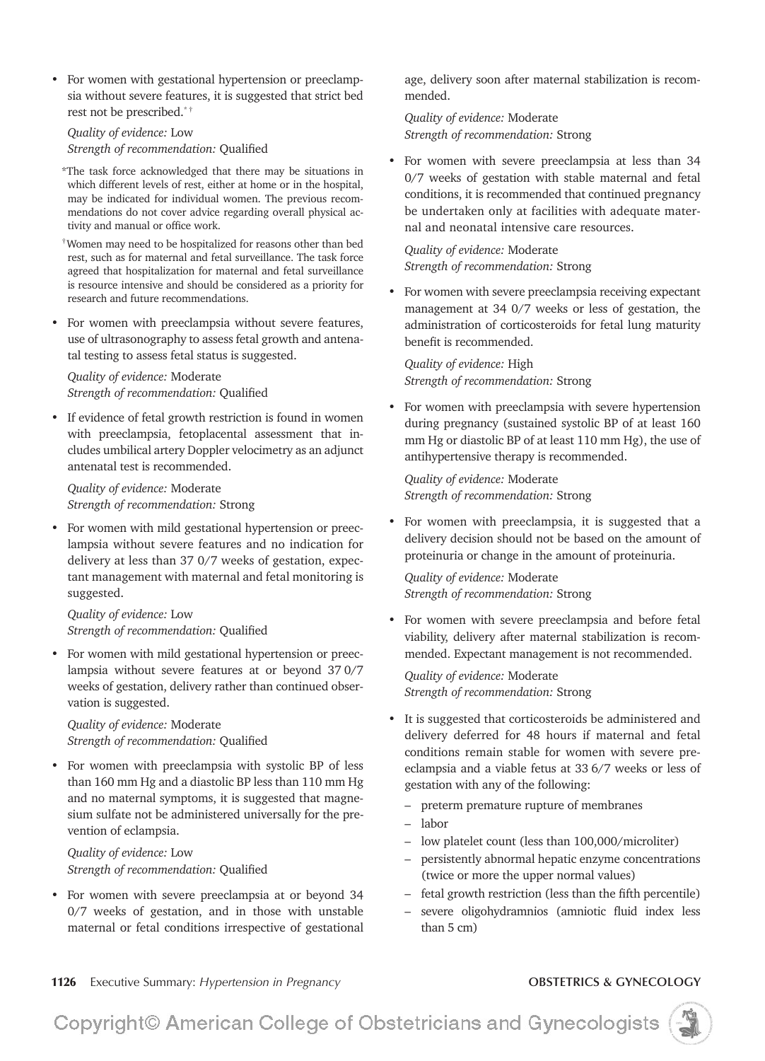- For women with gestational hypertension or preeclampsia without severe features, it is suggested that strict bed rest not be prescribed.[*,†]

  *Quality of evidence:* Low
  *Strength of recommendation:* Qualified

  *The task force acknowledged that there may be situations in which different levels of rest, either at home or in the hospital, may be indicated for individual women. The previous recommendations do not cover advice regarding overall physical activity and manual or office work.

  †Women may need to be hospitalized for reasons other than bed rest, such as for maternal and fetal surveillance. The task force agreed that hospitalization for maternal and fetal surveillance is resource intensive and should be considered as a priority for research and future recommendations.

- For women with preeclampsia without severe features, use of ultrasonography to assess fetal growth and antenatal testing to assess fetal status is suggested.

  *Quality of evidence:* Moderate
  *Strength of recommendation:* Qualified

- If evidence of fetal growth restriction is found in women with preeclampsia, fetoplacental assessment that includes umbilical artery Doppler velocimetry as an adjunct antenatal test is recommended.

  *Quality of evidence:* Moderate
  *Strength of recommendation:* Strong

- For women with mild gestational hypertension or preeclampsia without severe features and no indication for delivery at less than 37 0/7 weeks of gestation, expectant management with maternal and fetal monitoring is suggested.

  *Quality of evidence:* Low
  *Strength of recommendation:* Qualified

- For women with mild gestational hypertension or preeclampsia without severe features at or beyond 37 0/7 weeks of gestation, delivery rather than continued observation is suggested.

  *Quality of evidence:* Moderate
  *Strength of recommendation:* Qualified

- For women with preeclampsia with systolic BP of less than 160 mm Hg and a diastolic BP less than 110 mm Hg and no maternal symptoms, it is suggested that magnesium sulfate not be administered universally for the prevention of eclampsia.

  *Quality of evidence:* Low
  *Strength of recommendation:* Qualified

- For women with severe preeclampsia at or beyond 34 0/7 weeks of gestation, and in those with unstable maternal or fetal conditions irrespective of gestational age, delivery soon after maternal stabilization is recommended.

  *Quality of evidence:* Moderate
  *Strength of recommendation:* Strong

- For women with severe preeclampsia at less than 34 0/7 weeks of gestation with stable maternal and fetal conditions, it is recommended that continued pregnancy be undertaken only at facilities with adequate maternal and neonatal intensive care resources.

  *Quality of evidence:* Moderate
  *Strength of recommendation:* Strong

- For women with severe preeclampsia receiving expectant management at 34 0/7 weeks or less of gestation, the administration of corticosteroids for fetal lung maturity benefit is recommended.

  *Quality of evidence:* High
  *Strength of recommendation:* Strong

- For women with preeclampsia with severe hypertension during pregnancy (sustained systolic BP of at least 160 mm Hg or diastolic BP of at least 110 mm Hg), the use of antihypertensive therapy is recommended.

  *Quality of evidence:* Moderate
  *Strength of recommendation:* Strong

- For women with preeclampsia, it is suggested that a delivery decision should not be based on the amount of proteinuria or change in the amount of proteinuria.

  *Quality of evidence:* Moderate
  *Strength of recommendation:* Strong

- For women with severe preeclampsia and before fetal viability, delivery after maternal stabilization is recommended. Expectant management is not recommended.

  *Quality of evidence:* Moderate
  *Strength of recommendation:* Strong

- It is suggested that corticosteroids be administered and delivery deferred for 48 hours if maternal and fetal conditions remain stable for women with severe preeclampsia and a viable fetus at 33 6/7 weeks or less of gestation with any of the following:
  - preterm premature rupture of membranes
  - labor
  - low platelet count (less than 100,000/microliter)
  - persistently abnormal hepatic enzyme concentrations (twice or more the upper normal values)
  - fetal growth restriction (less than the fifth percentile)
  - severe oligohydramnios (amniotic fluid index less than 5 cm)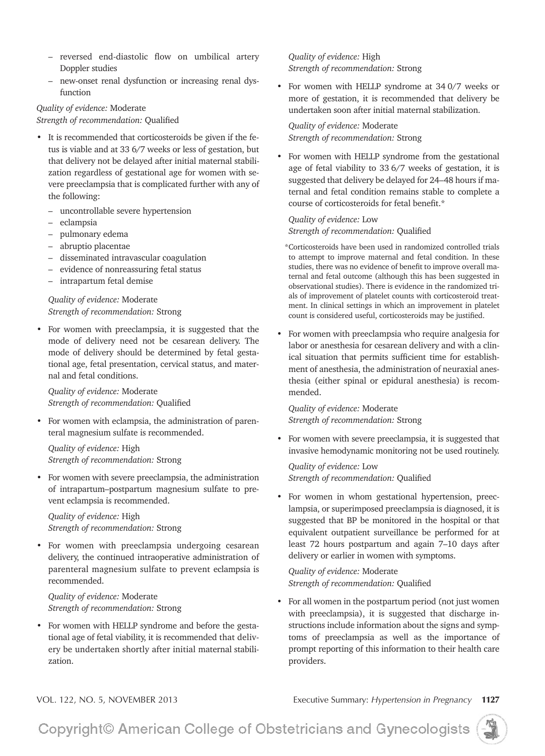- reversed end-diastolic flow on umbilical artery Doppler studies
  - new-onset renal dysfunction or increasing renal dysfunction

*Quality of evidence:* Moderate
*Strength of recommendation:* Qualified

- It is recommended that corticosteroids be given if the fetus is viable and at 33 6/7 weeks or less of gestation, but that delivery not be delayed after initial maternal stabilization regardless of gestational age for women with severe preeclampsia that is complicated further with any of the following:
  - uncontrollable severe hypertension
  - eclampsia
  - pulmonary edema
  - abruptio placentae
  - disseminated intravascular coagulation
  - evidence of nonreassuring fetal status
  - intrapartum fetal demise

  *Quality of evidence:* Moderate
  *Strength of recommendation:* Strong

- For women with preeclampsia, it is suggested that the mode of delivery need not be cesarean delivery. The mode of delivery should be determined by fetal gestational age, fetal presentation, cervical status, and maternal and fetal conditions.

  *Quality of evidence:* Moderate
  *Strength of recommendation:* Qualified

- For women with eclampsia, the administration of parenteral magnesium sulfate is recommended.

  *Quality of evidence:* High
  *Strength of recommendation:* Strong

- For women with severe preeclampsia, the administration of intrapartum–postpartum magnesium sulfate to prevent eclampsia is recommended.

  *Quality of evidence:* High
  *Strength of recommendation:* Strong

- For women with preeclampsia undergoing cesarean delivery, the continued intraoperative administration of parenteral magnesium sulfate to prevent eclampsia is recommended.

  *Quality of evidence:* Moderate
  *Strength of recommendation:* Strong

- For women with HELLP syndrome and before the gestational age of fetal viability, it is recommended that delivery be undertaken shortly after initial maternal stabilization.

  *Quality of evidence:* High
  *Strength of recommendation:* Strong

- For women with HELLP syndrome at 34 0/7 weeks or more of gestation, it is recommended that delivery be undertaken soon after initial maternal stabilization.

  *Quality of evidence:* Moderate
  *Strength of recommendation:* Strong

- For women with HELLP syndrome from the gestational age of fetal viability to 33 6/7 weeks of gestation, it is suggested that delivery be delayed for 24–48 hours if maternal and fetal condition remains stable to complete a course of corticosteroids for fetal benefit.*

  *Quality of evidence:* Low
  *Strength of recommendation:* Qualified

  *Corticosteroids have been used in randomized controlled trials to attempt to improve maternal and fetal condition. In these studies, there was no evidence of benefit to improve overall maternal and fetal outcome (although this has been suggested in observational studies). There is evidence in the randomized trials of improvement of platelet counts with corticosteroid treatment. In clinical settings in which an improvement in platelet count is considered useful, corticosteroids may be justified.

- For women with preeclampsia who require analgesia for labor or anesthesia for cesarean delivery and with a clinical situation that permits sufficient time for establishment of anesthesia, the administration of neuraxial anesthesia (either spinal or epidural anesthesia) is recommended.

  *Quality of evidence:* Moderate
  *Strength of recommendation:* Strong

- For women with severe preeclampsia, it is suggested that invasive hemodynamic monitoring not be used routinely.

  *Quality of evidence:* Low
  *Strength of recommendation:* Qualified

- For women in whom gestational hypertension, preeclampsia, or superimposed preeclampsia is diagnosed, it is suggested that BP be monitored in the hospital or that equivalent outpatient surveillance be performed for at least 72 hours postpartum and again 7–10 days after delivery or earlier in women with symptoms.

  *Quality of evidence:* Moderate
  *Strength of recommendation:* Qualified

- For all women in the postpartum period (not just women with preeclampsia), it is suggested that discharge instructions include information about the signs and symptoms of preeclampsia as well as the importance of prompt reporting of this information to their health care providers.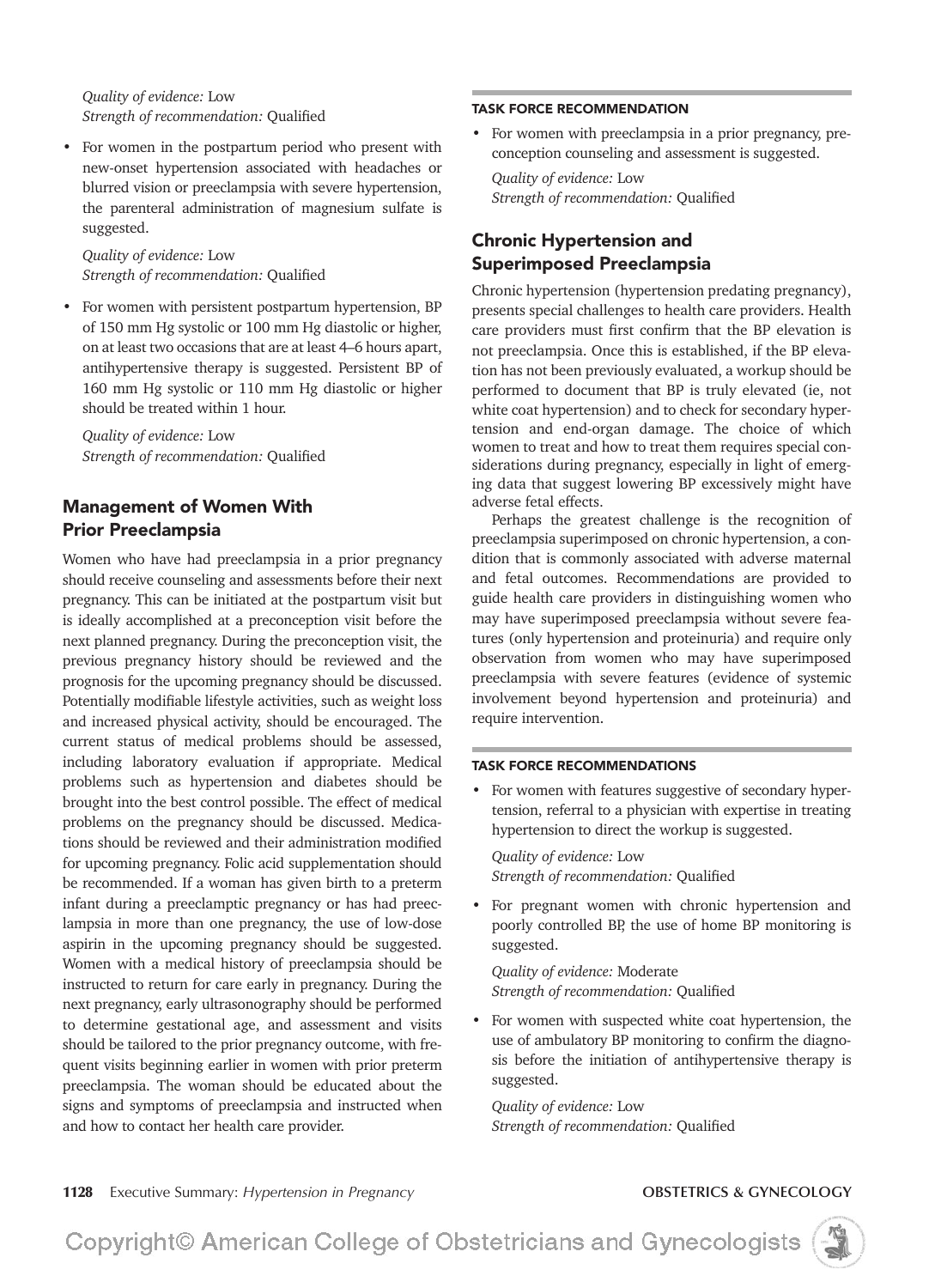*Quality of evidence:* Low
*Strength of recommendation:* Qualified

- For women in the postpartum period who present with new-onset hypertension associated with headaches or blurred vision or preeclampsia with severe hypertension, the parenteral administration of magnesium sulfate is suggested.

  *Quality of evidence:* Low
  *Strength of recommendation:* Qualified

- For women with persistent postpartum hypertension, BP of 150 mm Hg systolic or 100 mm Hg diastolic or higher, on at least two occasions that are at least 4–6 hours apart, antihypertensive therapy is suggested. Persistent BP of 160 mm Hg systolic or 110 mm Hg diastolic or higher should be treated within 1 hour.

  *Quality of evidence:* Low
  *Strength of recommendation:* Qualified

## Management of Women With Prior Preeclampsia

Women who have had preeclampsia in a prior pregnancy should receive counseling and assessments before their next pregnancy. This can be initiated at the postpartum visit but is ideally accomplished at a preconception visit before the next planned pregnancy. During the preconception visit, the previous pregnancy history should be reviewed and the prognosis for the upcoming pregnancy should be discussed. Potentially modifiable lifestyle activities, such as weight loss and increased physical activity, should be encouraged. The current status of medical problems should be assessed, including laboratory evaluation if appropriate. Medical problems such as hypertension and diabetes should be brought into the best control possible. The effect of medical problems on the pregnancy should be discussed. Medications should be reviewed and their administration modified for upcoming pregnancy. Folic acid supplementation should be recommended. If a woman has given birth to a preterm infant during a preeclamptic pregnancy or has had preeclampsia in more than one pregnancy, the use of low-dose aspirin in the upcoming pregnancy should be suggested. Women with a medical history of preeclampsia should be instructed to return for care early in pregnancy. During the next pregnancy, early ultrasonography should be performed to determine gestational age, and assessment and visits should be tailored to the prior pregnancy outcome, with frequent visits beginning earlier in women with prior preterm preeclampsia. The woman should be educated about the signs and symptoms of preeclampsia and instructed when and how to contact her health care provider.

#### TASK FORCE RECOMMENDATION

- For women with preeclampsia in a prior pregnancy, preconception counseling and assessment is suggested.

  *Quality of evidence:* Low
  *Strength of recommendation:* Qualified

## Chronic Hypertension and Superimposed Preeclampsia

Chronic hypertension (hypertension predating pregnancy), presents special challenges to health care providers. Health care providers must first confirm that the BP elevation is not preeclampsia. Once this is established, if the BP elevation has not been previously evaluated, a workup should be performed to document that BP is truly elevated (ie, not white coat hypertension) and to check for secondary hypertension and end-organ damage. The choice of which women to treat and how to treat them requires special considerations during pregnancy, especially in light of emerging data that suggest lowering BP excessively might have adverse fetal effects.

Perhaps the greatest challenge is the recognition of preeclampsia superimposed on chronic hypertension, a condition that is commonly associated with adverse maternal and fetal outcomes. Recommendations are provided to guide health care providers in distinguishing women who may have superimposed preeclampsia without severe features (only hypertension and proteinuria) and require only observation from women who may have superimposed preeclampsia with severe features (evidence of systemic involvement beyond hypertension and proteinuria) and require intervention.

#### TASK FORCE RECOMMENDATIONS

- For women with features suggestive of secondary hypertension, referral to a physician with expertise in treating hypertension to direct the workup is suggested.

  *Quality of evidence:* Low
  *Strength of recommendation:* Qualified

- For pregnant women with chronic hypertension and poorly controlled BP, the use of home BP monitoring is suggested.

  *Quality of evidence:* Moderate
  *Strength of recommendation:* Qualified

- For women with suspected white coat hypertension, the use of ambulatory BP monitoring to confirm the diagnosis before the initiation of antihypertensive therapy is suggested.

  *Quality of evidence:* Low
  *Strength of recommendation:* Qualified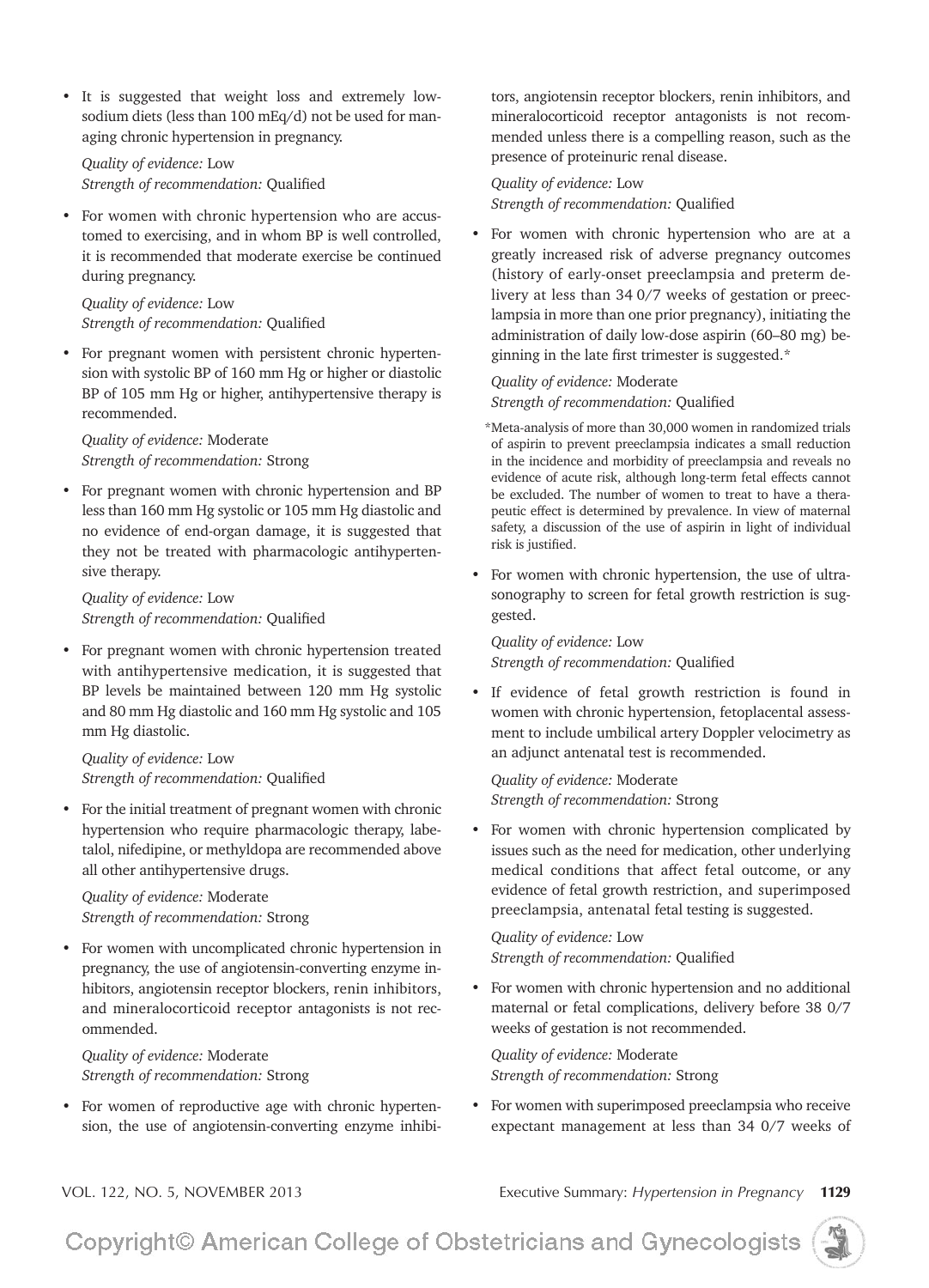- It is suggested that weight loss and extremely low-sodium diets (less than 100 mEq/d) not be used for managing chronic hypertension in pregnancy.

  *Quality of evidence:* Low
  *Strength of recommendation:* Qualified

- For women with chronic hypertension who are accustomed to exercising, and in whom BP is well controlled, it is recommended that moderate exercise be continued during pregnancy.

  *Quality of evidence:* Low
  *Strength of recommendation:* Qualified

- For pregnant women with persistent chronic hypertension with systolic BP of 160 mm Hg or higher or diastolic BP of 105 mm Hg or higher, antihypertensive therapy is recommended.

  *Quality of evidence:* Moderate
  *Strength of recommendation:* Strong

- For pregnant women with chronic hypertension and BP less than 160 mm Hg systolic or 105 mm Hg diastolic and no evidence of end-organ damage, it is suggested that they not be treated with pharmacologic antihypertensive therapy.

  *Quality of evidence:* Low
  *Strength of recommendation:* Qualified

- For pregnant women with chronic hypertension treated with antihypertensive medication, it is suggested that BP levels be maintained between 120 mm Hg systolic and 80 mm Hg diastolic and 160 mm Hg systolic and 105 mm Hg diastolic.

  *Quality of evidence:* Low
  *Strength of recommendation:* Qualified

- For the initial treatment of pregnant women with chronic hypertension who require pharmacologic therapy, labetalol, nifedipine, or methyldopa are recommended above all other antihypertensive drugs.

  *Quality of evidence:* Moderate
  *Strength of recommendation:* Strong

- For women with uncomplicated chronic hypertension in pregnancy, the use of angiotensin-converting enzyme inhibitors, angiotensin receptor blockers, renin inhibitors, and mineralocorticoid receptor antagonists is not recommended.

  *Quality of evidence:* Moderate
  *Strength of recommendation:* Strong

- For women of reproductive age with chronic hypertension, the use of angiotensin-converting enzyme inhibitors, angiotensin receptor blockers, renin inhibitors, and mineralocorticoid receptor antagonists is not recommended unless there is a compelling reason, such as the presence of proteinuric renal disease.

  *Quality of evidence:* Low
  *Strength of recommendation:* Qualified

- For women with chronic hypertension who are at a greatly increased risk of adverse pregnancy outcomes (history of early-onset preeclampsia and preterm delivery at less than 34 0/7 weeks of gestation or preeclampsia in more than one prior pregnancy), initiating the administration of daily low-dose aspirin (60–80 mg) beginning in the late first trimester is suggested.*

  *Quality of evidence:* Moderate
  *Strength of recommendation:* Qualified

  *Meta-analysis of more than 30,000 women in randomized trials of aspirin to prevent preeclampsia indicates a small reduction in the incidence and morbidity of preeclampsia and reveals no evidence of acute risk, although long-term fetal effects cannot be excluded. The number of women to treat to have a therapeutic effect is determined by prevalence. In view of maternal safety, a discussion of the use of aspirin in light of individual risk is justified.

- For women with chronic hypertension, the use of ultrasonography to screen for fetal growth restriction is suggested.

  *Quality of evidence:* Low
  *Strength of recommendation:* Qualified

- If evidence of fetal growth restriction is found in women with chronic hypertension, fetoplacental assessment to include umbilical artery Doppler velocimetry as an adjunct antenatal test is recommended.

  *Quality of evidence:* Moderate
  *Strength of recommendation:* Strong

- For women with chronic hypertension complicated by issues such as the need for medication, other underlying medical conditions that affect fetal outcome, or any evidence of fetal growth restriction, and superimposed preeclampsia, antenatal fetal testing is suggested.

  *Quality of evidence:* Low
  *Strength of recommendation:* Qualified

- For women with chronic hypertension and no additional maternal or fetal complications, delivery before 38 0/7 weeks of gestation is not recommended.

  *Quality of evidence:* Moderate
  *Strength of recommendation:* Strong

- For women with superimposed preeclampsia who receive expectant management at less than 34 0/7 weeks of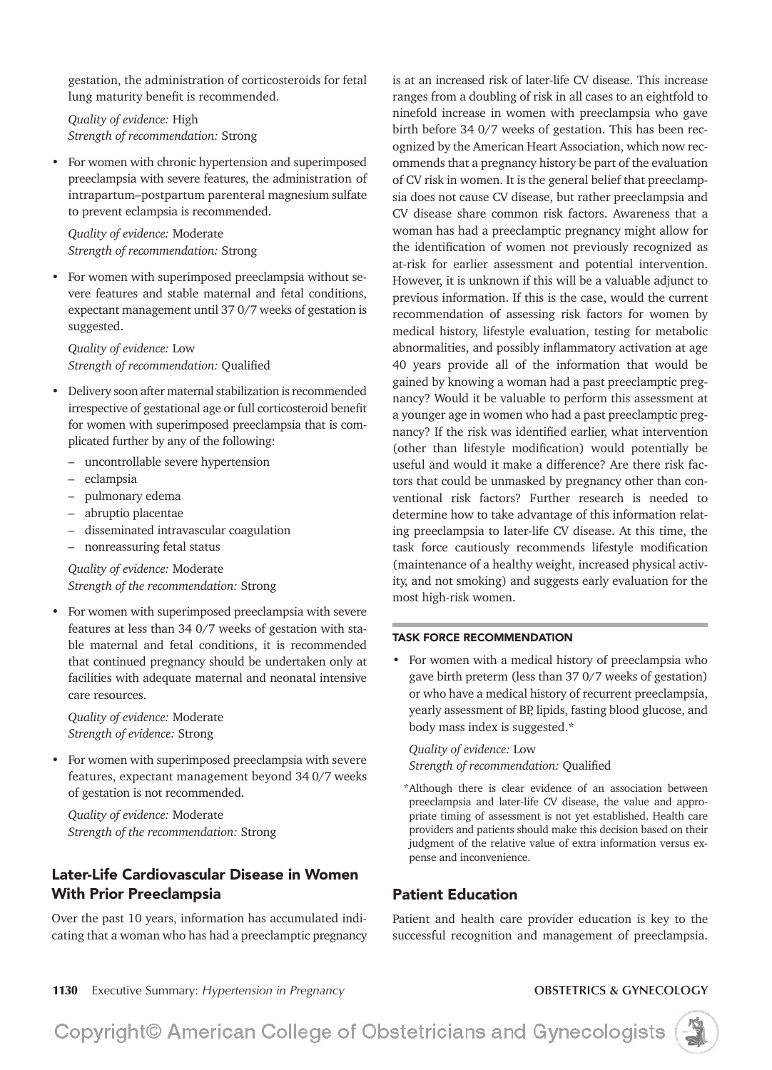gestation, the administration of corticosteroids for fetal lung maturity benefit is recommended.

*Quality of evidence:* High
*Strength of recommendation:* Strong

- For women with chronic hypertension and superimposed preeclampsia with severe features, the administration of intrapartum–postpartum parenteral magnesium sulfate to prevent eclampsia is recommended.

  *Quality of evidence:* Moderate
  *Strength of recommendation:* Strong

- For women with superimposed preeclampsia without severe features and stable maternal and fetal conditions, expectant management until 37 0/7 weeks of gestation is suggested.

  *Quality of evidence:* Low
  *Strength of recommendation:* Qualified

- Delivery soon after maternal stabilization is recommended irrespective of gestational age or full corticosteroid benefit for women with superimposed preeclampsia that is complicated further by any of the following:
  - uncontrollable severe hypertension
  - eclampsia
  - pulmonary edema
  - abruptio placentae
  - disseminated intravascular coagulation
  - nonreassuring fetal status

  *Quality of evidence:* Moderate
  *Strength of the recommendation:* Strong

- For women with superimposed preeclampsia with severe features at less than 34 0/7 weeks of gestation with stable maternal and fetal conditions, it is recommended that continued pregnancy should be undertaken only at facilities with adequate maternal and neonatal intensive care resources.

  *Quality of evidence:* Moderate
  *Strength of evidence:* Strong

- For women with superimposed preeclampsia with severe features, expectant management beyond 34 0/7 weeks of gestation is not recommended.

  *Quality of evidence:* Moderate
  *Strength of the recommendation:* Strong

## Later-Life Cardiovascular Disease in Women With Prior Preeclampsia

Over the past 10 years, information has accumulated indicating that a woman who has had a preeclamptic pregnancy is at an increased risk of later-life CV disease. This increase ranges from a doubling of risk in all cases to an eightfold to ninefold increase in women with preeclampsia who gave birth before 34 0/7 weeks of gestation. This has been recognized by the American Heart Association, which now recommends that a pregnancy history be part of the evaluation of CV risk in women. It is the general belief that preeclampsia does not cause CV disease, but rather preeclampsia and CV disease share common risk factors. Awareness that a woman has had a preeclamptic pregnancy might allow for the identification of women not previously recognized as at-risk for earlier assessment and potential intervention. However, it is unknown if this will be a valuable adjunct to previous information. If this is the case, would the current recommendation of assessing risk factors for women by medical history, lifestyle evaluation, testing for metabolic abnormalities, and possibly inflammatory activation at age 40 years provide all of the information that would be gained by knowing a woman had a past preeclamptic pregnancy? Would it be valuable to perform this assessment at a younger age in women who had a past preeclamptic pregnancy? If the risk was identified earlier, what intervention (other than lifestyle modification) would potentially be useful and would it make a difference? Are there risk factors that could be unmasked by pregnancy other than conventional risk factors? Further research is needed to determine how to take advantage of this information relating preeclampsia to later-life CV disease. At this time, the task force cautiously recommends lifestyle modification (maintenance of a healthy weight, increased physical activity, and not smoking) and suggests early evaluation for the most high-risk women.

#### TASK FORCE RECOMMENDATION

- For women with a medical history of preeclampsia who gave birth preterm (less than 37 0/7 weeks of gestation) or who have a medical history of recurrent preeclampsia, yearly assessment of BP, lipids, fasting blood glucose, and body mass index is suggested.*

  *Quality of evidence:* Low
  *Strength of recommendation:* Qualified

*Although there is clear evidence of an association between preeclampsia and later-life CV disease, the value and appropriate timing of assessment is not yet established. Health care providers and patients should make this decision based on their judgment of the relative value of extra information versus expense and inconvenience.

## Patient Education

Patient and health care provider education is key to the successful recognition and management of preeclampsia.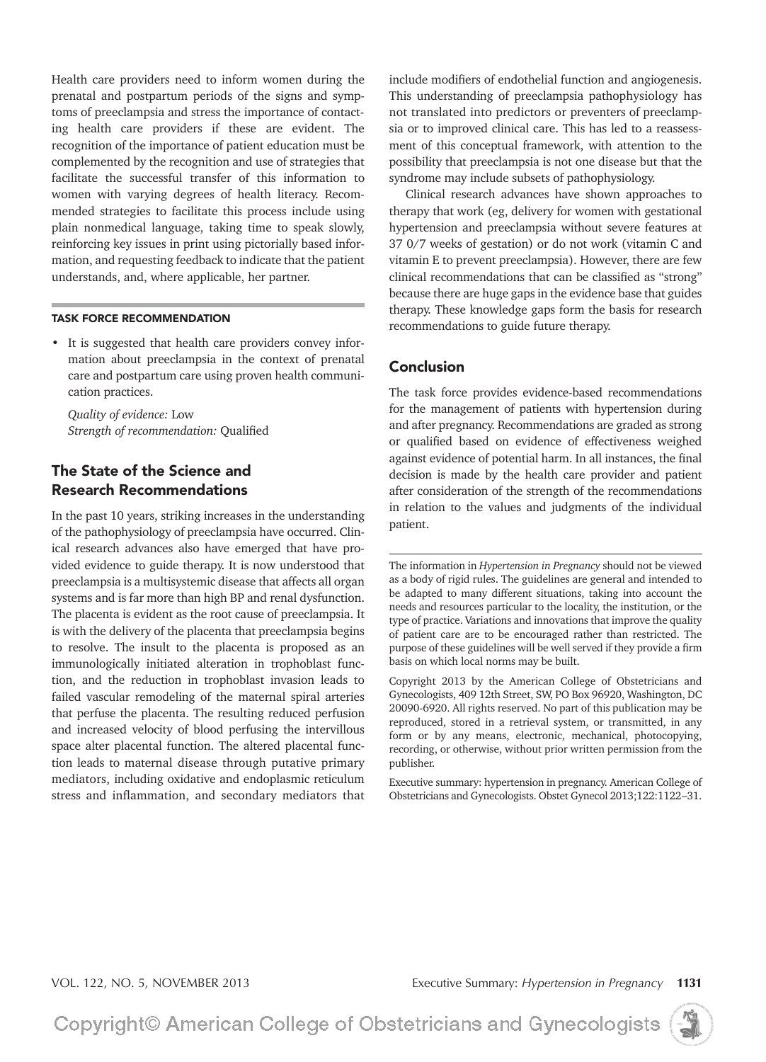Health care providers need to inform women during the prenatal and postpartum periods of the signs and symptoms of preeclampsia and stress the importance of contacting health care providers if these are evident. The recognition of the importance of patient education must be complemented by the recognition and use of strategies that facilitate the successful transfer of this information to women with varying degrees of health literacy. Recommended strategies to facilitate this process include using plain nonmedical language, taking time to speak slowly, reinforcing key issues in print using pictorially based information, and requesting feedback to indicate that the patient understands, and, where applicable, her partner.

#### TASK FORCE RECOMMENDATION

- It is suggested that health care providers convey information about preeclampsia in the context of prenatal care and postpartum care using proven health communication practices.

  *Quality of evidence:* Low
  *Strength of recommendation:* Qualified

## The State of the Science and Research Recommendations

In the past 10 years, striking increases in the understanding of the pathophysiology of preeclampsia have occurred. Clinical research advances also have emerged that have provided evidence to guide therapy. It is now understood that preeclampsia is a multisystemic disease that affects all organ systems and is far more than high BP and renal dysfunction. The placenta is evident as the root cause of preeclampsia. It is with the delivery of the placenta that preeclampsia begins to resolve. The insult to the placenta is proposed as an immunologically initiated alteration in trophoblast function, and the reduction in trophoblast invasion leads to failed vascular remodeling of the maternal spiral arteries that perfuse the placenta. The resulting reduced perfusion and increased velocity of blood perfusing the intervillous space alter placental function. The altered placental function leads to maternal disease through putative primary mediators, including oxidative and endoplasmic reticulum stress and inflammation, and secondary mediators that include modifiers of endothelial function and angiogenesis. This understanding of preeclampsia pathophysiology has not translated into predictors or preventers of preeclampsia or to improved clinical care. This has led to a reassessment of this conceptual framework, with attention to the possibility that preeclampsia is not one disease but that the syndrome may include subsets of pathophysiology.

Clinical research advances have shown approaches to therapy that work (eg, delivery for women with gestational hypertension and preeclampsia without severe features at 37 0/7 weeks of gestation) or do not work (vitamin C and vitamin E to prevent preeclampsia). However, there are few clinical recommendations that can be classified as "strong" because there are huge gaps in the evidence base that guides therapy. These knowledge gaps form the basis for research recommendations to guide future therapy.

## Conclusion

The task force provides evidence-based recommendations for the management of patients with hypertension during and after pregnancy. Recommendations are graded as strong or qualified based on evidence of effectiveness weighed against evidence of potential harm. In all instances, the final decision is made by the health care provider and patient after consideration of the strength of the recommendations in relation to the values and judgments of the individual patient.

---

The information in *Hypertension in Pregnancy* should not be viewed as a body of rigid rules. The guidelines are general and intended to be adapted to many different situations, taking into account the needs and resources particular to the locality, the institution, or the type of practice. Variations and innovations that improve the quality of patient care are to be encouraged rather than restricted. The purpose of these guidelines will be well served if they provide a firm basis on which local norms may be built.

Copyright 2013 by the American College of Obstetricians and Gynecologists, 409 12th Street, SW, PO Box 96920, Washington, DC 20090-6920. All rights reserved. No part of this publication may be reproduced, stored in a retrieval system, or transmitted, in any form or by any means, electronic, mechanical, photocopying, recording, or otherwise, without prior written permission from the publisher.

Executive summary: hypertension in pregnancy. American College of Obstetricians and Gynecologists. Obstet Gynecol 2013;122:1122–31.